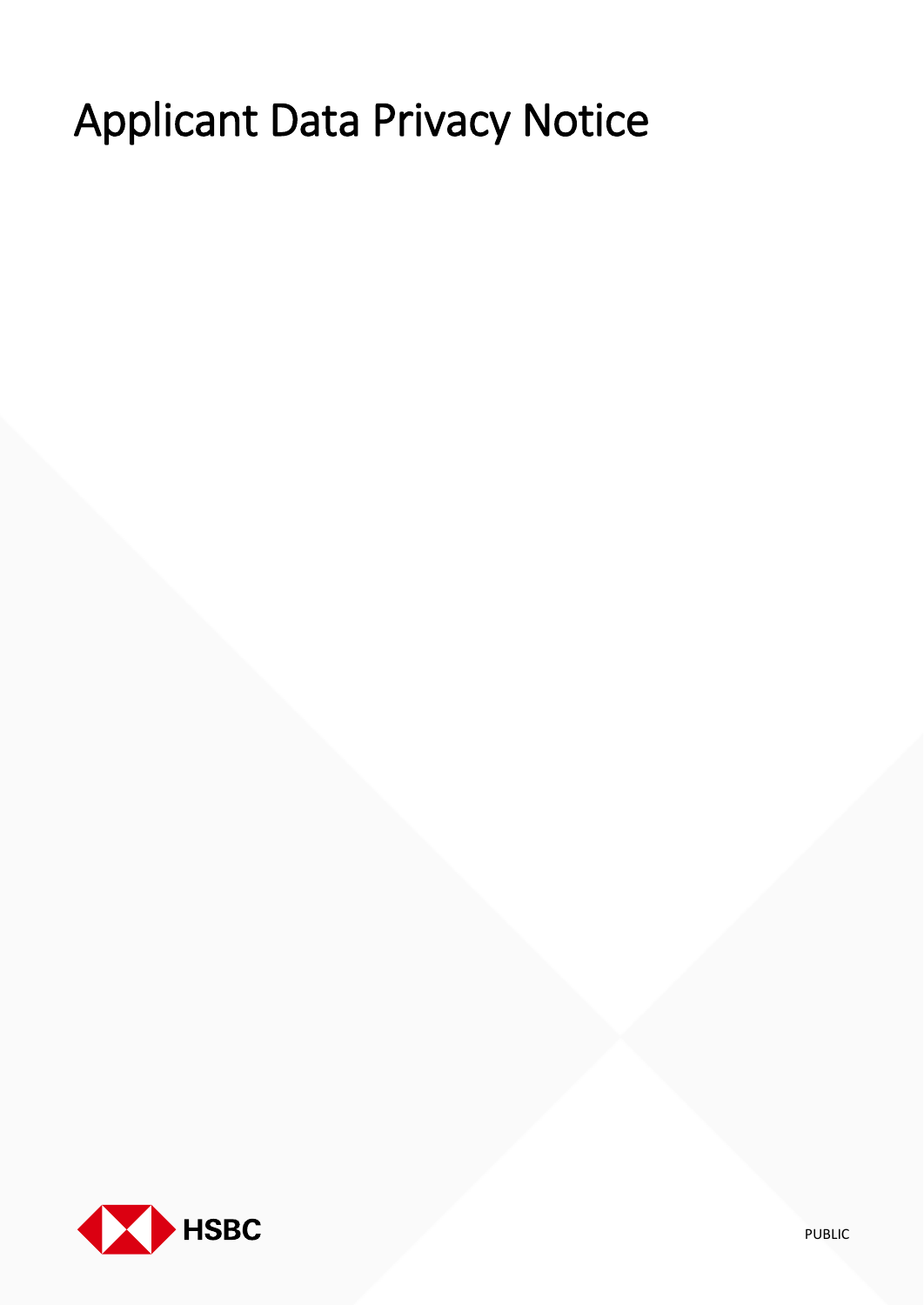# Applicant Data Privacy Notice

HSBC

PUBLIC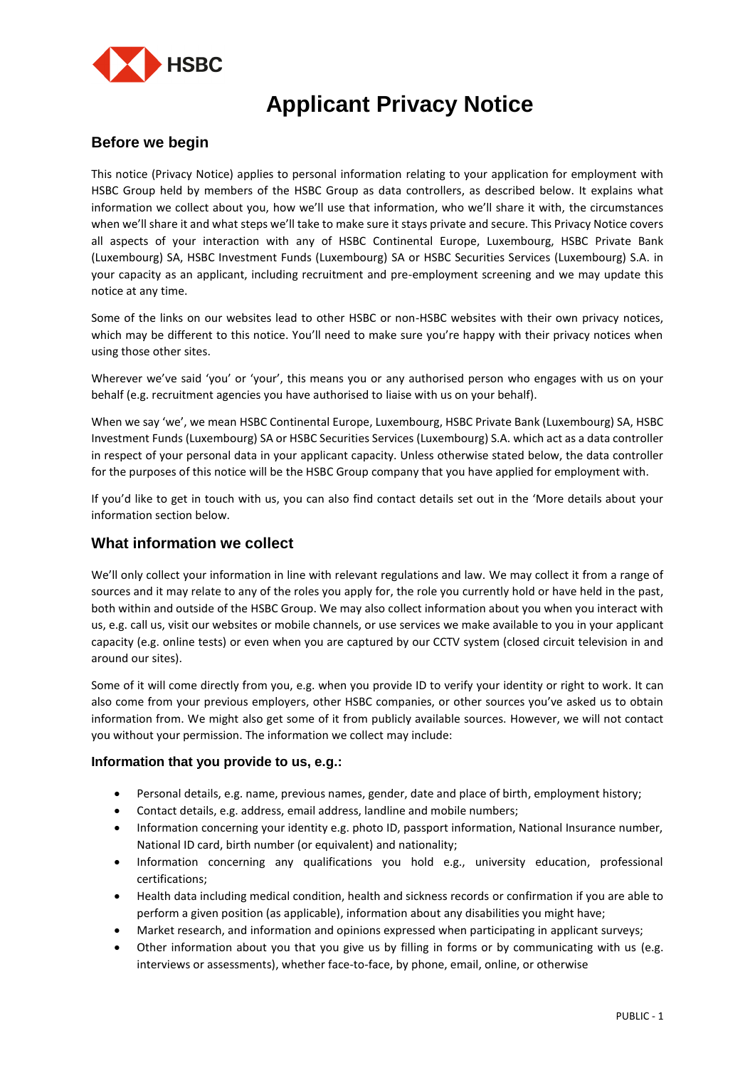# Applicant Privacy Notice

## Before we begin

This notice (Privacy Notice) applies to personal information relating to your application for employment with HSBC Group held by members of the HSBC Group as data controllers, as described below. It explains what information we collect about you, how we'll use that information, who we'll share it with, the circumstances when we'll share it and what steps we'll take to make sure it stays private and secure. This Privacy Notice covers all aspects of your interaction with any of HSBC Continental Europe, Luxembourg, HSBC Private Bank (Luxembourg) SA, HSBC Investment Funds (Luxembourg) SA or HSBC Securities Services (Luxembourg) S.A. in your capacity as an applicant, including recruitment and pre-employment screening and we may update this notice at any time.

Some of the links on our websites lead to other HSBC or non-HSBC websites with their own privacy notices, which may be different to this notice. You'll need to make sure you're happy with their privacy notices when using those other sites.

Wherever we've said 'you' or 'your', this means you or any authorised person who engages with us on your behalf (e.g. recruitment agencies you have authorised to liaise with us on your behalf).

When we say 'we', we mean HSBC Continental Europe, Luxembourg, HSBC Private Bank (Luxembourg) SA, HSBC Investment Funds (Luxembourg) SA or HSBC Securities Services (Luxembourg) S.A. which act as a data controller in respect of your personal data in your applicant capacity. Unless otherwise stated below, the data controller for the purposes of this notice will be the HSBC Group company that you have applied for employment with.

If you'd like to get in touch with us, you can also find contact details set out in the 'More details about your information section below.

## What information we collect

We'll only collect your information in line with relevant regulations and law. We may collect it from a range of sources and it may relate to any of the roles you apply for, the role you currently hold or have held in the past, both within and outside of the HSBC Group. We may also collect information about you when you interact with us, e.g. call us, visit our websites or mobile channels, or use services we make available to you in your applicant capacity (e.g. online tests) or even when you are captured by our CCTV system (closed circuit television in and around our sites).

Some of it will come directly from you, e.g. when you provide ID to verify your identity or right to work. It can also come from your previous employers, other HSBC companies, or other sources you've asked us to obtain information from. We might also get some of it from publicly available sources. However, we will not contact you without your permission. The information we collect may include:

### Information that you provide to us, e.g.:

- Personal details, e.g. name, previous names, gender, date and place of birth, employment history;
- Contact details, e.g. address, email address, landline and mobile numbers;
- Information concerning your identity e.g. photo ID, passport information, National Insurance number, National ID card, birth number (or equivalent) and nationality;
- Information concerning any qualifications you hold e.g., university education, professional certifications;
- Health data including medical condition, health and sickness records or confirmation if you are able to perform a given position (as applicable), information about any disabilities you might have;
- Market research, and information and opinions expressed when participating in applicant surveys;
- Other information about you that you give us by filling in forms or by communicating with us (e.g. interviews or assessments), whether face-to-face, by phone, email, online, or otherwise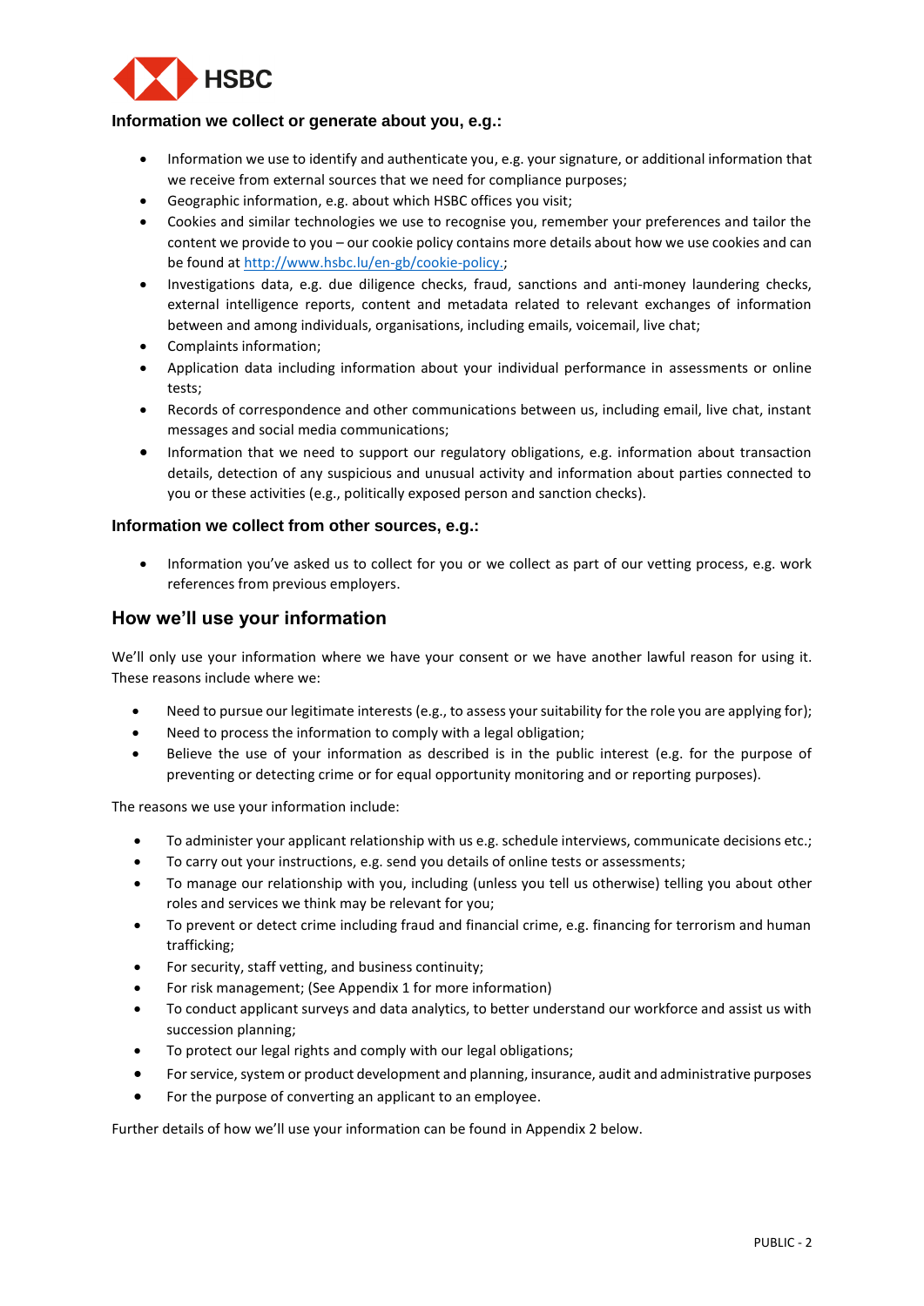### Information we collect or generate about you, e.g.:

- Information we use to identify and authenticate you, e.g. your signature, or additional information that we receive from external sources that we need for compliance purposes;
- Geographic information, e.g. about which HSBC offices you visit;
- Cookies and similar technologies we use to recognise you, remember your preferences and tailor the content we provide to you – our cookie policy contains more details about how we use cookies and can be found at [http://www.hsbc.lu/en-gb/cookie-policy.](http://www.hsbc.lu/en-gb/cookie-policy);
- Investigations data, e.g. due diligence checks, fraud, sanctions and anti-money laundering checks, external intelligence reports, content and metadata related to relevant exchanges of information between and among individuals, organisations, including emails, voicemail, live chat;
- Complaints information;
- Application data including information about your individual performance in assessments or online tests;
- Records of correspondence and other communications between us, including email, live chat, instant messages and social media communications;
- Information that we need to support our regulatory obligations, e.g. information about transaction details, detection of any suspicious and unusual activity and information about parties connected to you or these activities (e.g., politically exposed person and sanction checks).

### Information we collect from other sources, e.g.:

- Information you've asked us to collect for you or we collect as part of our vetting process, e.g. work references from previous employers.

## How we'll use your information

We'll only use your information where we have your consent or we have another lawful reason for using it. These reasons include where we:

- Need to pursue our legitimate interests (e.g., to assess your suitability for the role you are applying for);
- Need to process the information to comply with a legal obligation;
- Believe the use of your information as described is in the public interest (e.g. for the purpose of preventing or detecting crime or for equal opportunity monitoring and or reporting purposes).

The reasons we use your information include:

- To administer your applicant relationship with us e.g. schedule interviews, communicate decisions etc.;
- To carry out your instructions, e.g. send you details of online tests or assessments;
- To manage our relationship with you, including (unless you tell us otherwise) telling you about other roles and services we think may be relevant for you;
- To prevent or detect crime including fraud and financial crime, e.g. financing for terrorism and human trafficking;
- For security, staff vetting, and business continuity;
- For risk management; (See Appendix 1 for more information)
- To conduct applicant surveys and data analytics, to better understand our workforce and assist us with succession planning;
- To protect our legal rights and comply with our legal obligations;
- For service, system or product development and planning, insurance, audit and administrative purposes
- For the purpose of converting an applicant to an employee.

Further details of how we'll use your information can be found in Appendix 2 below.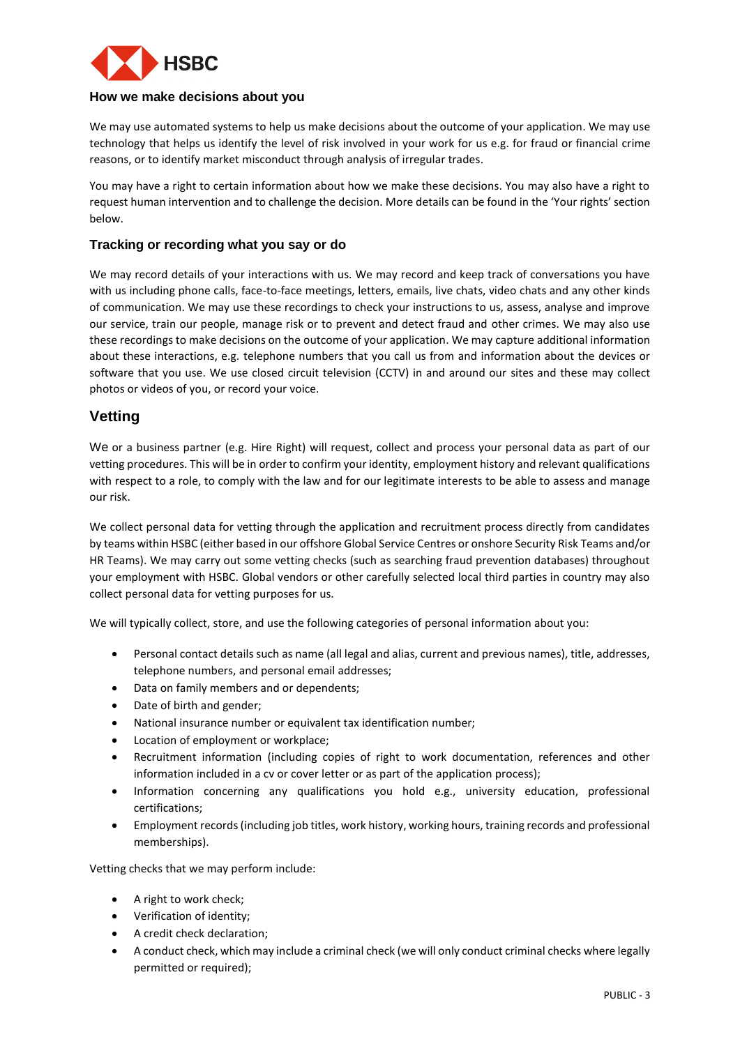### How we make decisions about you

We may use automated systems to help us make decisions about the outcome of your application. We may use technology that helps us identify the level of risk involved in your work for us e.g. for fraud or financial crime reasons, or to identify market misconduct through analysis of irregular trades.

You may have a right to certain information about how we make these decisions. You may also have a right to request human intervention and to challenge the decision. More details can be found in the 'Your rights' section below.

### Tracking or recording what you say or do

We may record details of your interactions with us. We may record and keep track of conversations you have with us including phone calls, face-to-face meetings, letters, emails, live chats, video chats and any other kinds of communication. We may use these recordings to check your instructions to us, assess, analyse and improve our service, train our people, manage risk or to prevent and detect fraud and other crimes. We may also use these recordings to make decisions on the outcome of your application. We may capture additional information about these interactions, e.g. telephone numbers that you call us from and information about the devices or software that you use. We use closed circuit television (CCTV) in and around our sites and these may collect photos or videos of you, or record your voice.

## Vetting

We or a business partner (e.g. Hire Right) will request, collect and process your personal data as part of our vetting procedures. This will be in order to confirm your identity, employment history and relevant qualifications with respect to a role, to comply with the law and for our legitimate interests to be able to assess and manage our risk.

We collect personal data for vetting through the application and recruitment process directly from candidates by teams within HSBC (either based in our offshore Global Service Centres or onshore Security Risk Teams and/or HR Teams). We may carry out some vetting checks (such as searching fraud prevention databases) throughout your employment with HSBC. Global vendors or other carefully selected local third parties in country may also collect personal data for vetting purposes for us.

We will typically collect, store, and use the following categories of personal information about you:

- Personal contact details such as name (all legal and alias, current and previous names), title, addresses, telephone numbers, and personal email addresses;
- Data on family members and or dependents;
- Date of birth and gender;
- National insurance number or equivalent tax identification number;
- Location of employment or workplace;
- Recruitment information (including copies of right to work documentation, references and other information included in a cv or cover letter or as part of the application process);
- Information concerning any qualifications you hold e.g., university education, professional certifications;
- Employment records (including job titles, work history, working hours, training records and professional memberships).

Vetting checks that we may perform include:

- A right to work check;
- Verification of identity;
- A credit check declaration;
- A conduct check, which may include a criminal check (we will only conduct criminal checks where legally permitted or required);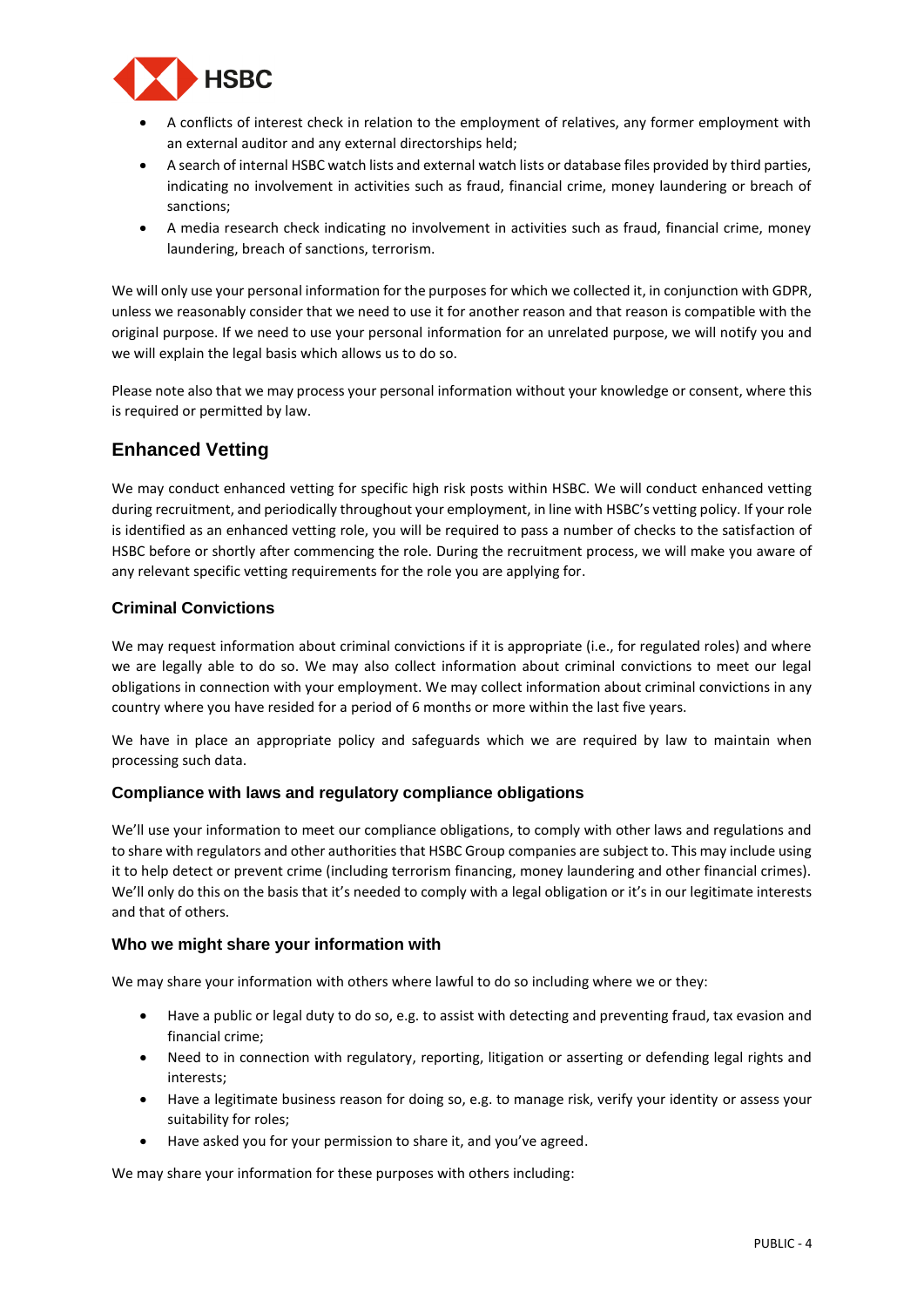- A conflicts of interest check in relation to the employment of relatives, any former employment with an external auditor and any external directorships held;
- A search of internal HSBC watch lists and external watch lists or database files provided by third parties, indicating no involvement in activities such as fraud, financial crime, money laundering or breach of sanctions;
- A media research check indicating no involvement in activities such as fraud, financial crime, money laundering, breach of sanctions, terrorism.

We will only use your personal information for the purposes for which we collected it, in conjunction with GDPR, unless we reasonably consider that we need to use it for another reason and that reason is compatible with the original purpose. If we need to use your personal information for an unrelated purpose, we will notify you and we will explain the legal basis which allows us to do so.

Please note also that we may process your personal information without your knowledge or consent, where this is required or permitted by law.

## Enhanced Vetting

We may conduct enhanced vetting for specific high risk posts within HSBC. We will conduct enhanced vetting during recruitment, and periodically throughout your employment, in line with HSBC's vetting policy. If your role is identified as an enhanced vetting role, you will be required to pass a number of checks to the satisfaction of HSBC before or shortly after commencing the role. During the recruitment process, we will make you aware of any relevant specific vetting requirements for the role you are applying for.

### Criminal Convictions

We may request information about criminal convictions if it is appropriate (i.e., for regulated roles) and where we are legally able to do so. We may also collect information about criminal convictions to meet our legal obligations in connection with your employment. We may collect information about criminal convictions in any country where you have resided for a period of 6 months or more within the last five years.

We have in place an appropriate policy and safeguards which we are required by law to maintain when processing such data.

### Compliance with laws and regulatory compliance obligations

We'll use your information to meet our compliance obligations, to comply with other laws and regulations and to share with regulators and other authorities that HSBC Group companies are subject to. This may include using it to help detect or prevent crime (including terrorism financing, money laundering and other financial crimes). We'll only do this on the basis that it's needed to comply with a legal obligation or it's in our legitimate interests and that of others.

### Who we might share your information with

We may share your information with others where lawful to do so including where we or they:

- Have a public or legal duty to do so, e.g. to assist with detecting and preventing fraud, tax evasion and financial crime;
- Need to in connection with regulatory, reporting, litigation or asserting or defending legal rights and interests;
- Have a legitimate business reason for doing so, e.g. to manage risk, verify your identity or assess your suitability for roles;
- Have asked you for your permission to share it, and you've agreed.

We may share your information for these purposes with others including: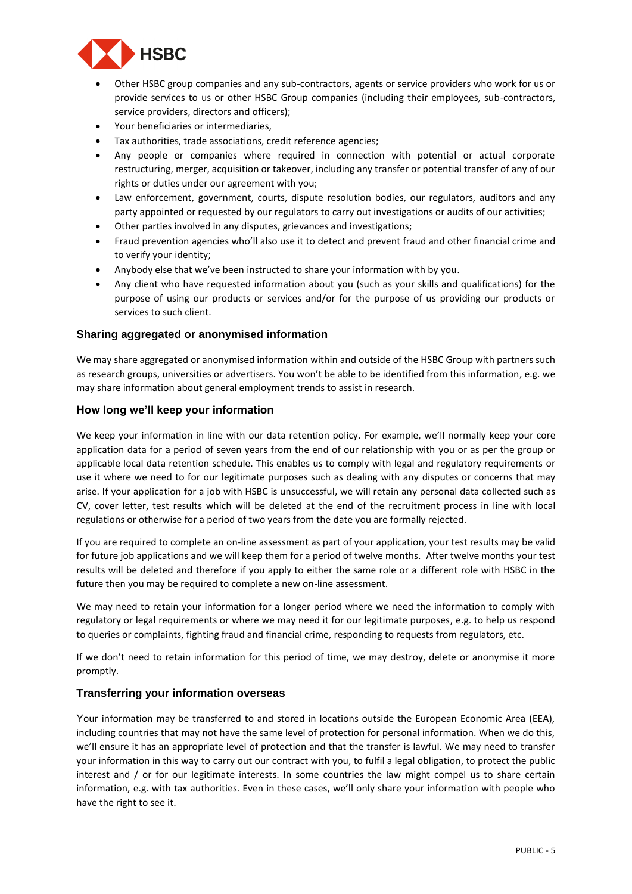- Other HSBC group companies and any sub-contractors, agents or service providers who work for us or provide services to us or other HSBC Group companies (including their employees, sub-contractors, service providers, directors and officers);
- Your beneficiaries or intermediaries,
- Tax authorities, trade associations, credit reference agencies;
- Any people or companies where required in connection with potential or actual corporate restructuring, merger, acquisition or takeover, including any transfer or potential transfer of any of our rights or duties under our agreement with you;
- Law enforcement, government, courts, dispute resolution bodies, our regulators, auditors and any party appointed or requested by our regulators to carry out investigations or audits of our activities;
- Other parties involved in any disputes, grievances and investigations;
- Fraud prevention agencies who'll also use it to detect and prevent fraud and other financial crime and to verify your identity;
- Anybody else that we've been instructed to share your information with by you.
- Any client who have requested information about you (such as your skills and qualifications) for the purpose of using our products or services and/or for the purpose of us providing our products or services to such client.

### Sharing aggregated or anonymised information

We may share aggregated or anonymised information within and outside of the HSBC Group with partners such as research groups, universities or advertisers. You won't be able to be identified from this information, e.g. we may share information about general employment trends to assist in research.

### How long we'll keep your information

We keep your information in line with our data retention policy. For example, we'll normally keep your core application data for a period of seven years from the end of our relationship with you or as per the group or applicable local data retention schedule. This enables us to comply with legal and regulatory requirements or use it where we need to for our legitimate purposes such as dealing with any disputes or concerns that may arise. If your application for a job with HSBC is unsuccessful, we will retain any personal data collected such as CV, cover letter, test results which will be deleted at the end of the recruitment process in line with local regulations or otherwise for a period of two years from the date you are formally rejected.

If you are required to complete an on-line assessment as part of your application, your test results may be valid for future job applications and we will keep them for a period of twelve months. After twelve months your test results will be deleted and therefore if you apply to either the same role or a different role with HSBC in the future then you may be required to complete a new on-line assessment.

We may need to retain your information for a longer period where we need the information to comply with regulatory or legal requirements or where we may need it for our legitimate purposes, e.g. to help us respond to queries or complaints, fighting fraud and financial crime, responding to requests from regulators, etc.

If we don't need to retain information for this period of time, we may destroy, delete or anonymise it more promptly.

### Transferring your information overseas

Your information may be transferred to and stored in locations outside the European Economic Area (EEA), including countries that may not have the same level of protection for personal information. When we do this, we'll ensure it has an appropriate level of protection and that the transfer is lawful. We may need to transfer your information in this way to carry out our contract with you, to fulfil a legal obligation, to protect the public interest and / or for our legitimate interests. In some countries the law might compel us to share certain information, e.g. with tax authorities. Even in these cases, we'll only share your information with people who have the right to see it.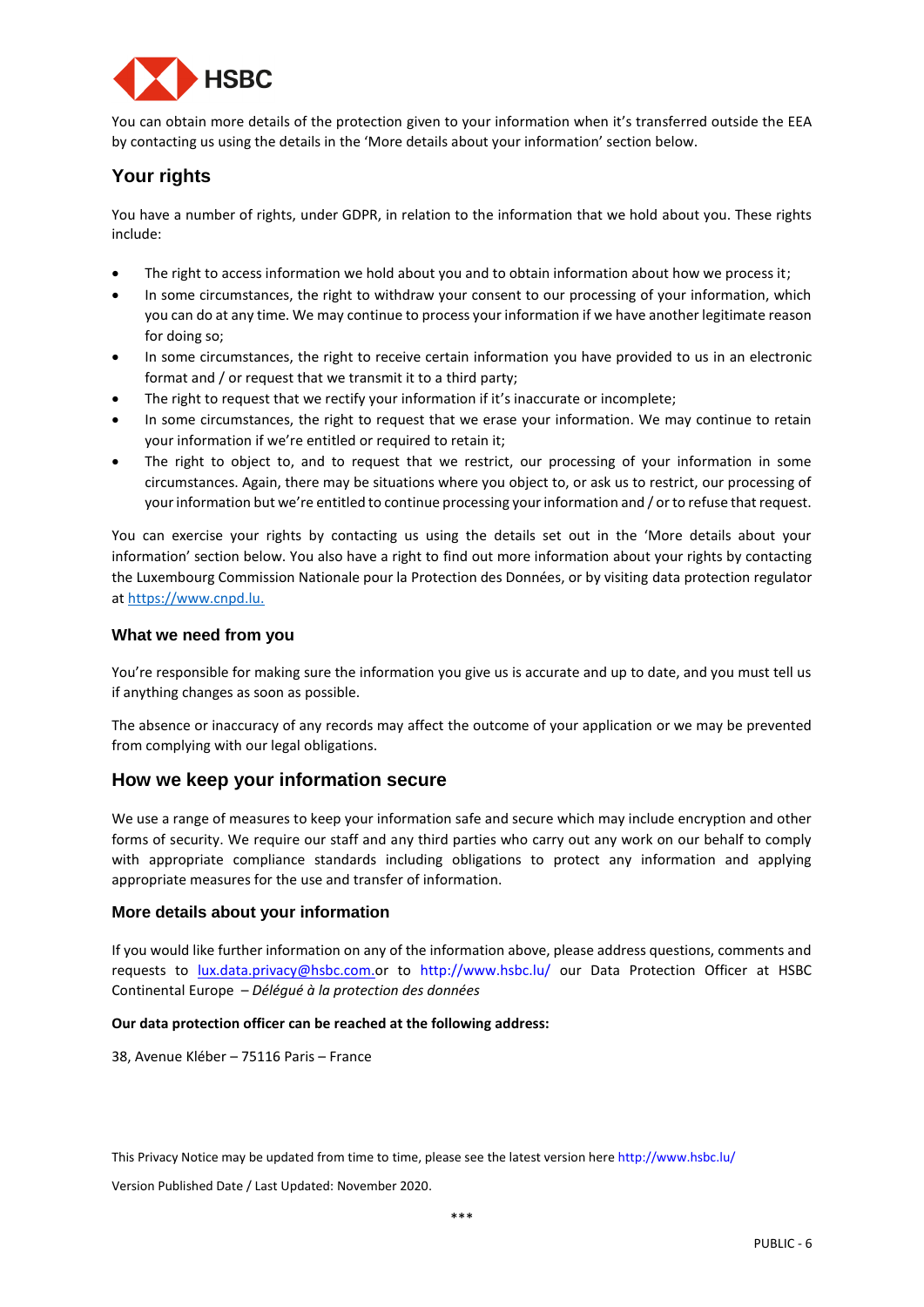You can obtain more details of the protection given to your information when it's transferred outside the EEA by contacting us using the details in the 'More details about your information' section below.

## Your rights

You have a number of rights, under GDPR, in relation to the information that we hold about you. These rights include:

- The right to access information we hold about you and to obtain information about how we process it;
- In some circumstances, the right to withdraw your consent to our processing of your information, which you can do at any time. We may continue to process your information if we have another legitimate reason for doing so;
- In some circumstances, the right to receive certain information you have provided to us in an electronic format and / or request that we transmit it to a third party;
- The right to request that we rectify your information if it's inaccurate or incomplete;
- In some circumstances, the right to request that we erase your information. We may continue to retain your information if we're entitled or required to retain it;
- The right to object to, and to request that we restrict, our processing of your information in some circumstances. Again, there may be situations where you object to, or ask us to restrict, our processing of your information but we're entitled to continue processing your information and / or to refuse that request.

You can exercise your rights by contacting us using the details set out in the 'More details about your information' section below. You also have a right to find out more information about your rights by contacting the Luxembourg Commission Nationale pour la Protection des Données, or by visiting data protection regulator at https://www.cnpd.lu.

### What we need from you

You're responsible for making sure the information you give us is accurate and up to date, and you must tell us if anything changes as soon as possible.

The absence or inaccuracy of any records may affect the outcome of your application or we may be prevented from complying with our legal obligations.

## How we keep your information secure

We use a range of measures to keep your information safe and secure which may include encryption and other forms of security. We require our staff and any third parties who carry out any work on our behalf to comply with appropriate compliance standards including obligations to protect any information and applying appropriate measures for the use and transfer of information.

### More details about your information

If you would like further information on any of the information above, please address questions, comments and requests to lux.data.privacy@hsbc.com or to http://www.hsbc.lu/ our Data Protection Officer at HSBC Continental Europe – *Délégué à la protection des données*

**Our data protection officer can be reached at the following address:**

38, Avenue Kléber – 75116 Paris – France

This Privacy Notice may be updated from time to time, please see the latest version here http://www.hsbc.lu/

Version Published Date / Last Updated: November 2020.

***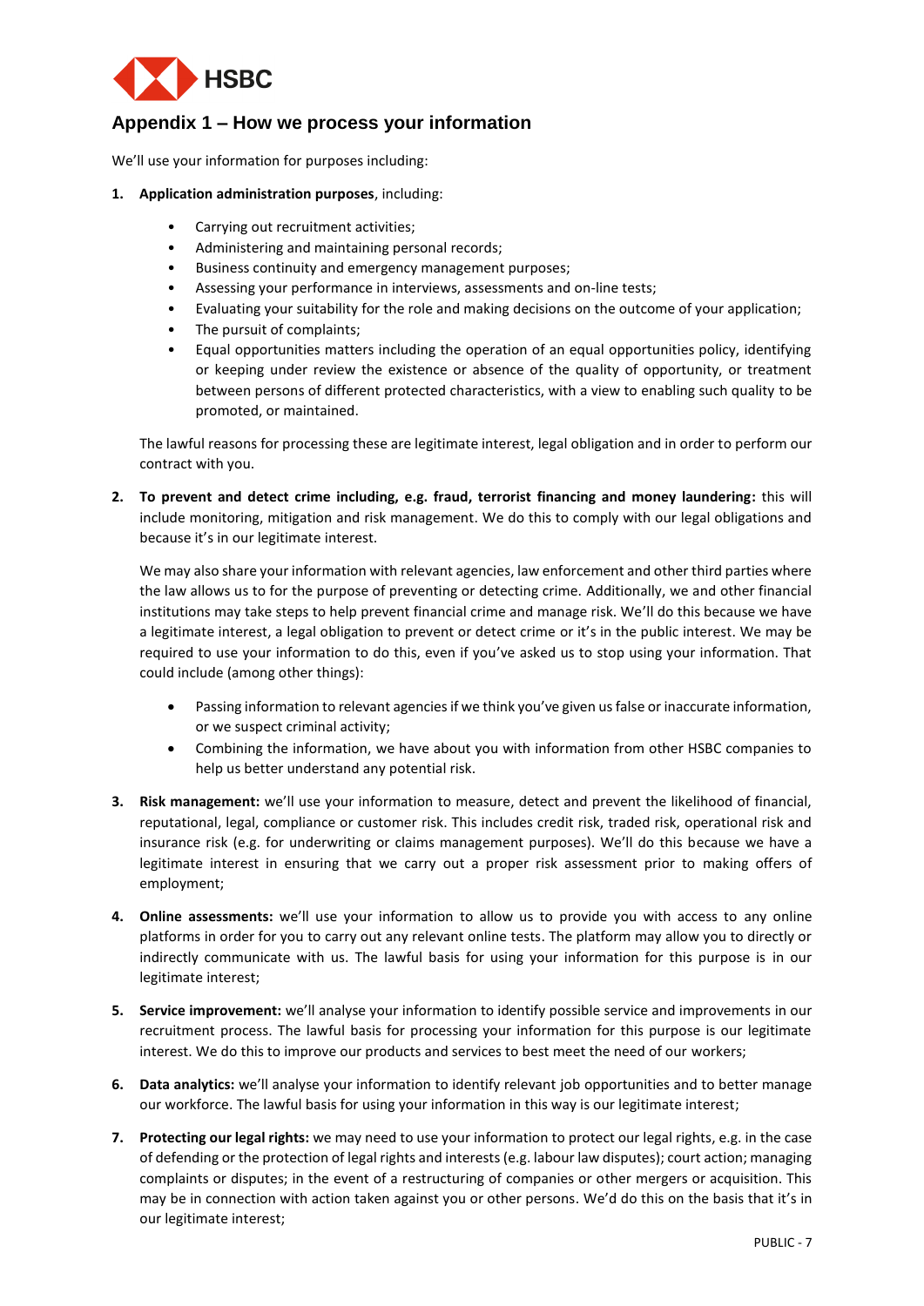## Appendix 1 – How we process your information

We'll use your information for purposes including:

1. **Application administration purposes**, including:

    - Carrying out recruitment activities;
    - Administering and maintaining personal records;
    - Business continuity and emergency management purposes;
    - Assessing your performance in interviews, assessments and on-line tests;
    - Evaluating your suitability for the role and making decisions on the outcome of your application;
    - The pursuit of complaints;
    - Equal opportunities matters including the operation of an equal opportunities policy, identifying or keeping under review the existence or absence of the quality of opportunity, or treatment between persons of different protected characteristics, with a view to enabling such quality to be promoted, or maintained.

    The lawful reasons for processing these are legitimate interest, legal obligation and in order to perform our contract with you.

2. **To prevent and detect crime including, e.g. fraud, terrorist financing and money laundering:** this will include monitoring, mitigation and risk management. We do this to comply with our legal obligations and because it's in our legitimate interest.

    We may also share your information with relevant agencies, law enforcement and other third parties where the law allows us to for the purpose of preventing or detecting crime. Additionally, we and other financial institutions may take steps to help prevent financial crime and manage risk. We'll do this because we have a legitimate interest, a legal obligation to prevent or detect crime or it's in the public interest. We may be required to use your information to do this, even if you've asked us to stop using your information. That could include (among other things):

    - Passing information to relevant agencies if we think you've given us false or inaccurate information, or we suspect criminal activity;
    - Combining the information, we have about you with information from other HSBC companies to help us better understand any potential risk.

3. **Risk management:** we'll use your information to measure, detect and prevent the likelihood of financial, reputational, legal, compliance or customer risk. This includes credit risk, traded risk, operational risk and insurance risk (e.g. for underwriting or claims management purposes). We'll do this because we have a legitimate interest in ensuring that we carry out a proper risk assessment prior to making offers of employment;

4. **Online assessments:** we'll use your information to allow us to provide you with access to any online platforms in order for you to carry out any relevant online tests. The platform may allow you to directly or indirectly communicate with us. The lawful basis for using your information for this purpose is in our legitimate interest;

5. **Service improvement:** we'll analyse your information to identify possible service and improvements in our recruitment process. The lawful basis for processing your information for this purpose is our legitimate interest. We do this to improve our products and services to best meet the need of our workers;

6. **Data analytics:** we'll analyse your information to identify relevant job opportunities and to better manage our workforce. The lawful basis for using your information in this way is our legitimate interest;

7. **Protecting our legal rights:** we may need to use your information to protect our legal rights, e.g. in the case of defending or the protection of legal rights and interests (e.g. labour law disputes); court action; managing complaints or disputes; in the event of a restructuring of companies or other mergers or acquisition. This may be in connection with action taken against you or other persons. We'd do this on the basis that it's in our legitimate interest;